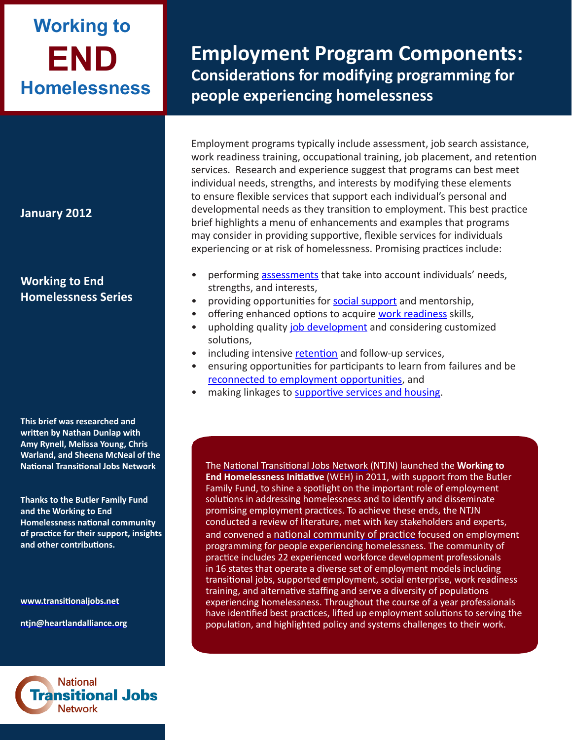# Working to END Homelessness

# Employment Program Components:

## Considerations for modifying programming for people experiencing homelessness

**January 2012**

**Working to End Homelessness Series**

**This brief was researched and written by Nathan Dunlap with Amy Rynell, Melissa Young, Chris Warland, and Sheena McNeal of the National Transitional Jobs Network**

**Thanks to the Butler Family Fund and the Working to End Homelessness national community of practice for their support, insights and other contributions.**

**www.transitionaljobs.net**

**ntjn@heartlandalliance.org**

National Transitional Jobs Network

Employment programs typically include assessment, job search assistance, work readiness training, occupational training, job placement, and retention services. Research and experience suggest that programs can best meet individual needs, strengths, and interests by modifying these elements to ensure flexible services that support each individual's personal and developmental needs as they transition to employment. This best practice brief highlights a menu of enhancements and examples that programs may consider in providing supportive, flexible services for individuals experiencing or at risk of homelessness. Promising practices include:

- performing assessments that take into account individuals' needs, strengths, and interests,
- providing opportunities for social support and mentorship,
- offering enhanced options to acquire work readiness skills,
- upholding quality job development and considering customized solutions,
- including intensive retention and follow-up services,
- ensuring opportunities for participants to learn from failures and be reconnected to employment opportunities, and
- making linkages to supportive services and housing.

The National Transitional Jobs Network (NTJN) launched the **Working to End Homelessness Initiative** (WEH) in 2011, with support from the Butler Family Fund, to shine a spotlight on the important role of employment solutions in addressing homelessness and to identify and disseminate promising employment practices. To achieve these ends, the NTJN conducted a review of literature, met with key stakeholders and experts, and convened a national community of practice focused on employment programming for people experiencing homelessness. The community of practice includes 22 experienced workforce development professionals in 16 states that operate a diverse set of employment models including transitional jobs, supported employment, social enterprise, work readiness training, and alternative staffing and serve a diversity of populations experiencing homelessness. Throughout the course of a year professionals have identified best practices, lifted up employment solutions to serving the population, and highlighted policy and systems challenges to their work.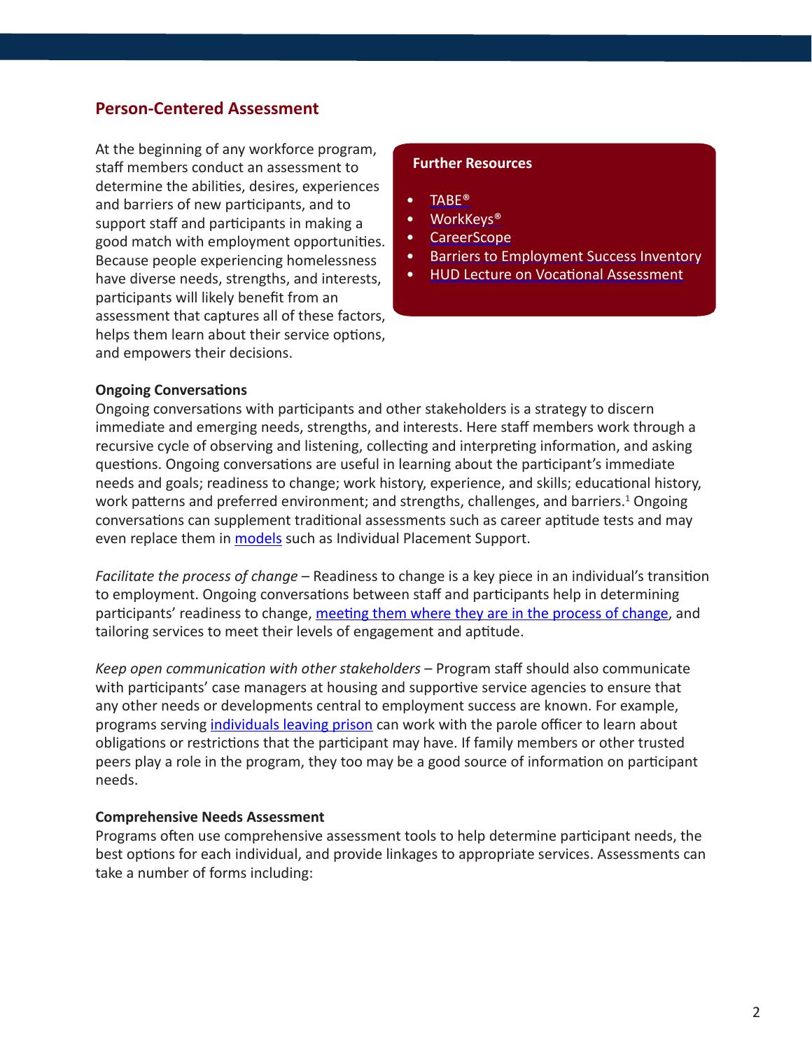## Person-Centered Assessment

At the beginning of any workforce program, staff members conduct an assessment to determine the abilities, desires, experiences and barriers of new participants, and to support staff and participants in making a good match with employment opportunities. Because people experiencing homelessness have diverse needs, strengths, and interests, participants will likely benefit from an assessment that captures all of these factors, helps them learn about their service options, and empowers their decisions.

**Further Resources**

- TABE®
- WorkKeys®
- CareerScope
- Barriers to Employment Success Inventory
- HUD Lecture on Vocational Assessment

**Ongoing Conversations**

Ongoing conversations with participants and other stakeholders is a strategy to discern immediate and emerging needs, strengths, and interests. Here staff members work through a recursive cycle of observing and listening, collecting and interpreting information, and asking questions. Ongoing conversations are useful in learning about the participant's immediate needs and goals; readiness to change; work history, experience, and skills; educational history, work patterns and preferred environment; and strengths, challenges, and barriers.[1] Ongoing conversations can supplement traditional assessments such as career aptitude tests and may even replace them in models such as Individual Placement Support.

*Facilitate the process of change* – Readiness to change is a key piece in an individual's transition to employment. Ongoing conversations between staff and participants help in determining participants' readiness to change, meeting them where they are in the process of change, and tailoring services to meet their levels of engagement and aptitude.

*Keep open communication with other stakeholders* – Program staff should also communicate with participants' case managers at housing and supportive service agencies to ensure that any other needs or developments central to employment success are known. For example, programs serving individuals leaving prison can work with the parole officer to learn about obligations or restrictions that the participant may have. If family members or other trusted peers play a role in the program, they too may be a good source of information on participant needs.

**Comprehensive Needs Assessment**

Programs often use comprehensive assessment tools to help determine participant needs, the best options for each individual, and provide linkages to appropriate services. Assessments can take a number of forms including: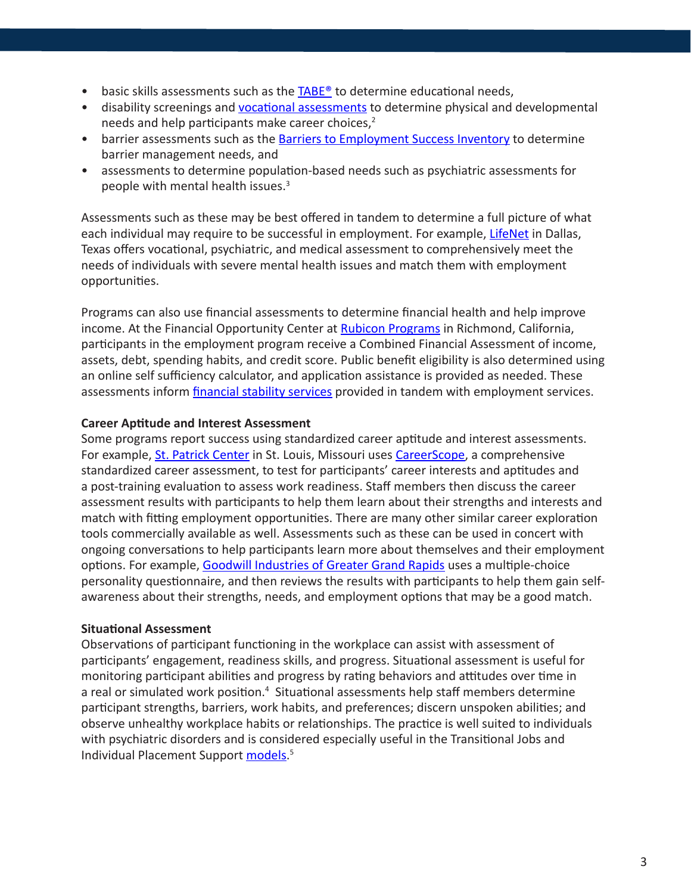- basic skills assessments such as the TABE® to determine educational needs,
- disability screenings and vocational assessments to determine physical and developmental needs and help participants make career choices,[2]
- barrier assessments such as the Barriers to Employment Success Inventory to determine barrier management needs, and
- assessments to determine population-based needs such as psychiatric assessments for people with mental health issues.[3]

Assessments such as these may be best offered in tandem to determine a full picture of what each individual may require to be successful in employment. For example, LifeNet in Dallas, Texas offers vocational, psychiatric, and medical assessment to comprehensively meet the needs of individuals with severe mental health issues and match them with employment opportunities.

Programs can also use financial assessments to determine financial health and help improve income. At the Financial Opportunity Center at Rubicon Programs in Richmond, California, participants in the employment program receive a Combined Financial Assessment of income, assets, debt, spending habits, and credit score. Public benefit eligibility is also determined using an online self sufficiency calculator, and application assistance is provided as needed. These assessments inform financial stability services provided in tandem with employment services.

**Career Aptitude and Interest Assessment**

Some programs report success using standardized career aptitude and interest assessments. For example, St. Patrick Center in St. Louis, Missouri uses CareerScope, a comprehensive standardized career assessment, to test for participants' career interests and aptitudes and a post-training evaluation to assess work readiness. Staff members then discuss the career assessment results with participants to help them learn about their strengths and interests and match with fitting employment opportunities. There are many other similar career exploration tools commercially available as well. Assessments such as these can be used in concert with ongoing conversations to help participants learn more about themselves and their employment options. For example, Goodwill Industries of Greater Grand Rapids uses a multiple-choice personality questionnaire, and then reviews the results with participants to help them gain self-awareness about their strengths, needs, and employment options that may be a good match.

**Situational Assessment**

Observations of participant functioning in the workplace can assist with assessment of participants' engagement, readiness skills, and progress. Situational assessment is useful for monitoring participant abilities and progress by rating behaviors and attitudes over time in a real or simulated work position.[4] Situational assessments help staff members determine participant strengths, barriers, work habits, and preferences; discern unspoken abilities; and observe unhealthy workplace habits or relationships. The practice is well suited to individuals with psychiatric disorders and is considered especially useful in the Transitional Jobs and Individual Placement Support models.[5]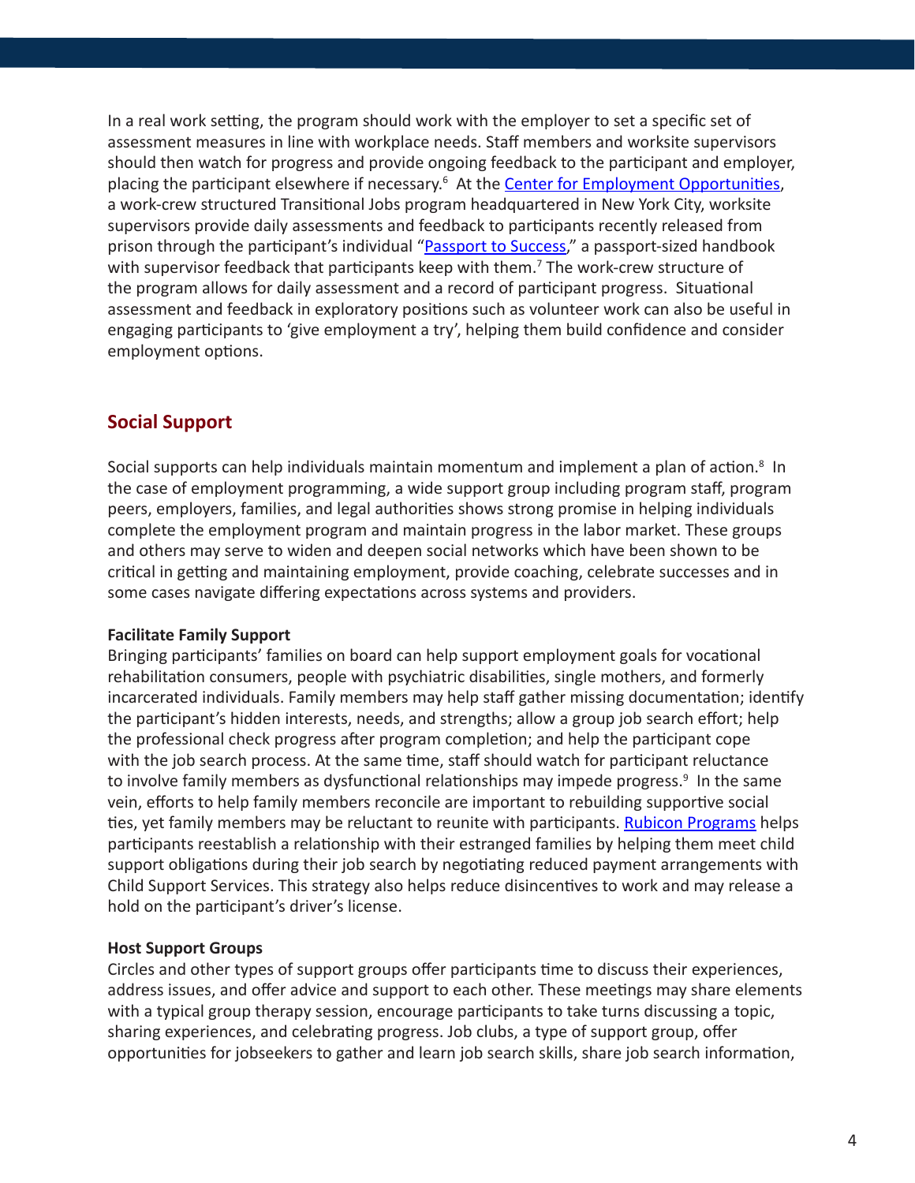In a real work setting, the program should work with the employer to set a specific set of assessment measures in line with workplace needs. Staff members and worksite supervisors should then watch for progress and provide ongoing feedback to the participant and employer, placing the participant elsewhere if necessary.[6] At the [Center for Employment Opportunities](), a work-crew structured Transitional Jobs program headquartered in New York City, worksite supervisors provide daily assessments and feedback to participants recently released from prison through the participant's individual "[Passport to Success]()," a passport-sized handbook with supervisor feedback that participants keep with them.[7] The work-crew structure of the program allows for daily assessment and a record of participant progress. Situational assessment and feedback in exploratory positions such as volunteer work can also be useful in engaging participants to 'give employment a try', helping them build confidence and consider employment options.

## Social Support

Social supports can help individuals maintain momentum and implement a plan of action.[8] In the case of employment programming, a wide support group including program staff, program peers, employers, families, and legal authorities shows strong promise in helping individuals complete the employment program and maintain progress in the labor market. These groups and others may serve to widen and deepen social networks which have been shown to be critical in getting and maintaining employment, provide coaching, celebrate successes and in some cases navigate differing expectations across systems and providers.

**Facilitate Family Support**
Bringing participants' families on board can help support employment goals for vocational rehabilitation consumers, people with psychiatric disabilities, single mothers, and formerly incarcerated individuals. Family members may help staff gather missing documentation; identify the participant's hidden interests, needs, and strengths; allow a group job search effort; help the professional check progress after program completion; and help the participant cope with the job search process. At the same time, staff should watch for participant reluctance to involve family members as dysfunctional relationships may impede progress.[9] In the same vein, efforts to help family members reconcile are important to rebuilding supportive social ties, yet family members may be reluctant to reunite with participants. [Rubicon Programs]() helps participants reestablish a relationship with their estranged families by helping them meet child support obligations during their job search by negotiating reduced payment arrangements with Child Support Services. This strategy also helps reduce disincentives to work and may release a hold on the participant's driver's license.

**Host Support Groups**
Circles and other types of support groups offer participants time to discuss their experiences, address issues, and offer advice and support to each other. These meetings may share elements with a typical group therapy session, encourage participants to take turns discussing a topic, sharing experiences, and celebrating progress. Job clubs, a type of support group, offer opportunities for jobseekers to gather and learn job search skills, share job search information,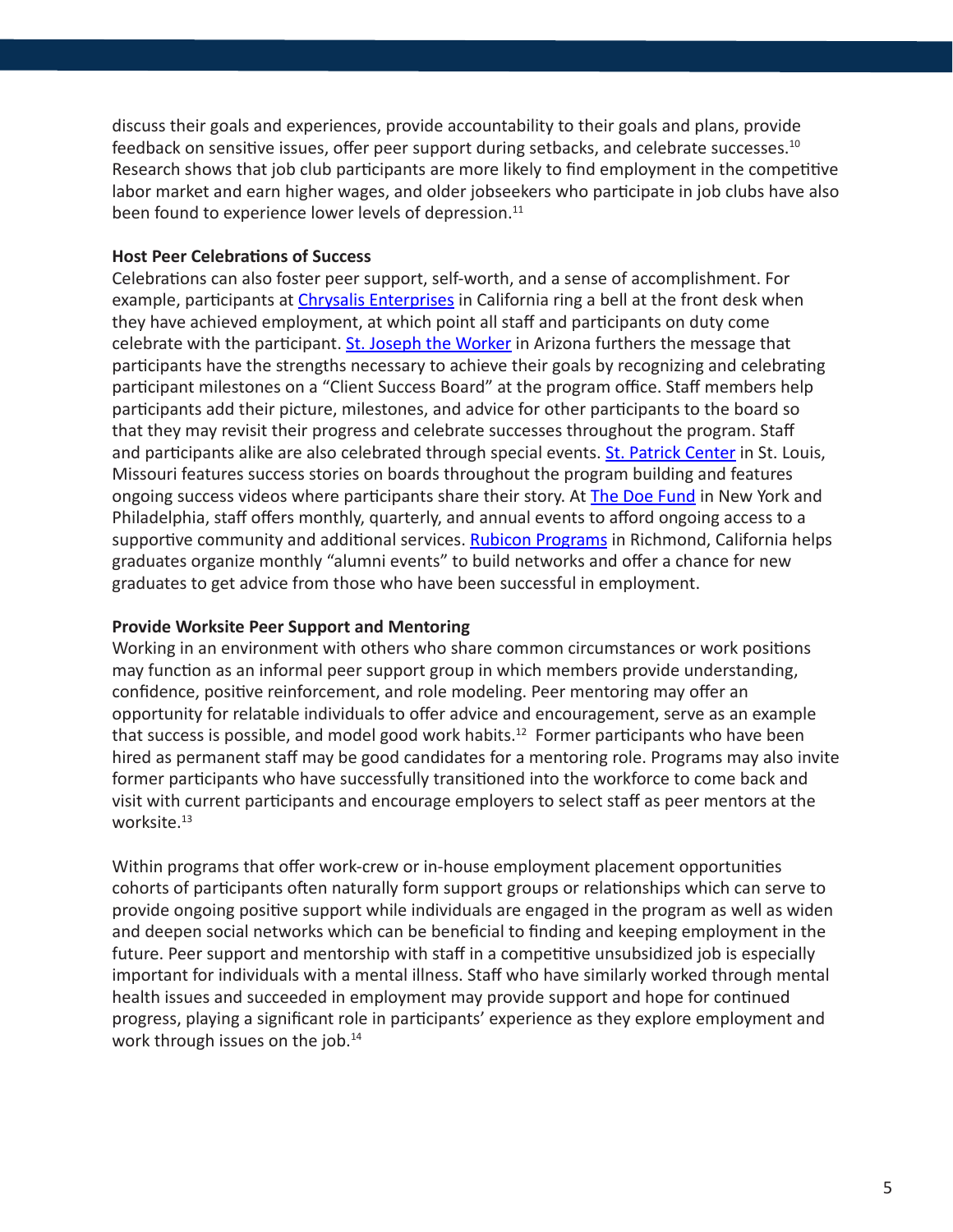discuss their goals and experiences, provide accountability to their goals and plans, provide feedback on sensitive issues, offer peer support during setbacks, and celebrate successes.[10] Research shows that job club participants are more likely to find employment in the competitive labor market and earn higher wages, and older jobseekers who participate in job clubs have also been found to experience lower levels of depression.[11]

**Host Peer Celebrations of Success**

Celebrations can also foster peer support, self-worth, and a sense of accomplishment. For example, participants at Chrysalis Enterprises in California ring a bell at the front desk when they have achieved employment, at which point all staff and participants on duty come celebrate with the participant. St. Joseph the Worker in Arizona furthers the message that participants have the strengths necessary to achieve their goals by recognizing and celebrating participant milestones on a "Client Success Board" at the program office. Staff members help participants add their picture, milestones, and advice for other participants to the board so that they may revisit their progress and celebrate successes throughout the program. Staff and participants alike are also celebrated through special events. St. Patrick Center in St. Louis, Missouri features success stories on boards throughout the program building and features ongoing success videos where participants share their story. At The Doe Fund in New York and Philadelphia, staff offers monthly, quarterly, and annual events to afford ongoing access to a supportive community and additional services. Rubicon Programs in Richmond, California helps graduates organize monthly "alumni events" to build networks and offer a chance for new graduates to get advice from those who have been successful in employment.

**Provide Worksite Peer Support and Mentoring**

Working in an environment with others who share common circumstances or work positions may function as an informal peer support group in which members provide understanding, confidence, positive reinforcement, and role modeling. Peer mentoring may offer an opportunity for relatable individuals to offer advice and encouragement, serve as an example that success is possible, and model good work habits.[12] Former participants who have been hired as permanent staff may be good candidates for a mentoring role. Programs may also invite former participants who have successfully transitioned into the workforce to come back and visit with current participants and encourage employers to select staff as peer mentors at the worksite.[13]

Within programs that offer work-crew or in-house employment placement opportunities cohorts of participants often naturally form support groups or relationships which can serve to provide ongoing positive support while individuals are engaged in the program as well as widen and deepen social networks which can be beneficial to finding and keeping employment in the future. Peer support and mentorship with staff in a competitive unsubsidized job is especially important for individuals with a mental illness. Staff who have similarly worked through mental health issues and succeeded in employment may provide support and hope for continued progress, playing a significant role in participants' experience as they explore employment and work through issues on the job.[14]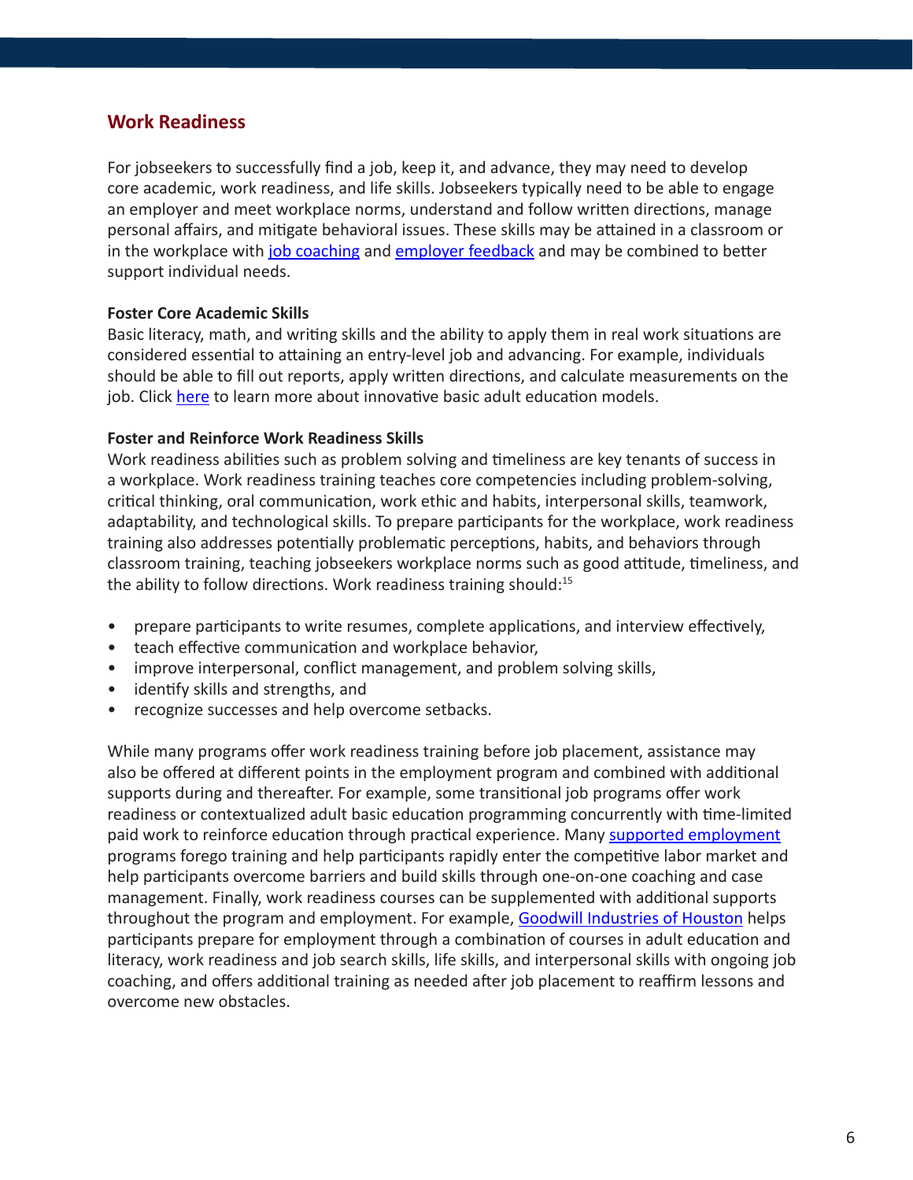## Work Readiness

For jobseekers to successfully find a job, keep it, and advance, they may need to develop core academic, work readiness, and life skills. Jobseekers typically need to be able to engage an employer and meet workplace norms, understand and follow written directions, manage personal affairs, and mitigate behavioral issues. These skills may be attained in a classroom or in the workplace with job coaching and employer feedback and may be combined to better support individual needs.

**Foster Core Academic Skills**

Basic literacy, math, and writing skills and the ability to apply them in real work situations are considered essential to attaining an entry-level job and advancing. For example, individuals should be able to fill out reports, apply written directions, and calculate measurements on the job. Click here to learn more about innovative basic adult education models.

**Foster and Reinforce Work Readiness Skills**

Work readiness abilities such as problem solving and timeliness are key tenants of success in a workplace. Work readiness training teaches core competencies including problem-solving, critical thinking, oral communication, work ethic and habits, interpersonal skills, teamwork, adaptability, and technological skills. To prepare participants for the workplace, work readiness training also addresses potentially problematic perceptions, habits, and behaviors through classroom training, teaching jobseekers workplace norms such as good attitude, timeliness, and the ability to follow directions. Work readiness training should:[15]

- prepare participants to write resumes, complete applications, and interview effectively,
- teach effective communication and workplace behavior,
- improve interpersonal, conflict management, and problem solving skills,
- identify skills and strengths, and
- recognize successes and help overcome setbacks.

While many programs offer work readiness training before job placement, assistance may also be offered at different points in the employment program and combined with additional supports during and thereafter. For example, some transitional job programs offer work readiness or contextualized adult basic education programming concurrently with time-limited paid work to reinforce education through practical experience. Many supported employment programs forego training and help participants rapidly enter the competitive labor market and help participants overcome barriers and build skills through one-on-one coaching and case management. Finally, work readiness courses can be supplemented with additional supports throughout the program and employment. For example, Goodwill Industries of Houston helps participants prepare for employment through a combination of courses in adult education and literacy, work readiness and job search skills, life skills, and interpersonal skills with ongoing job coaching, and offers additional training as needed after job placement to reaffirm lessons and overcome new obstacles.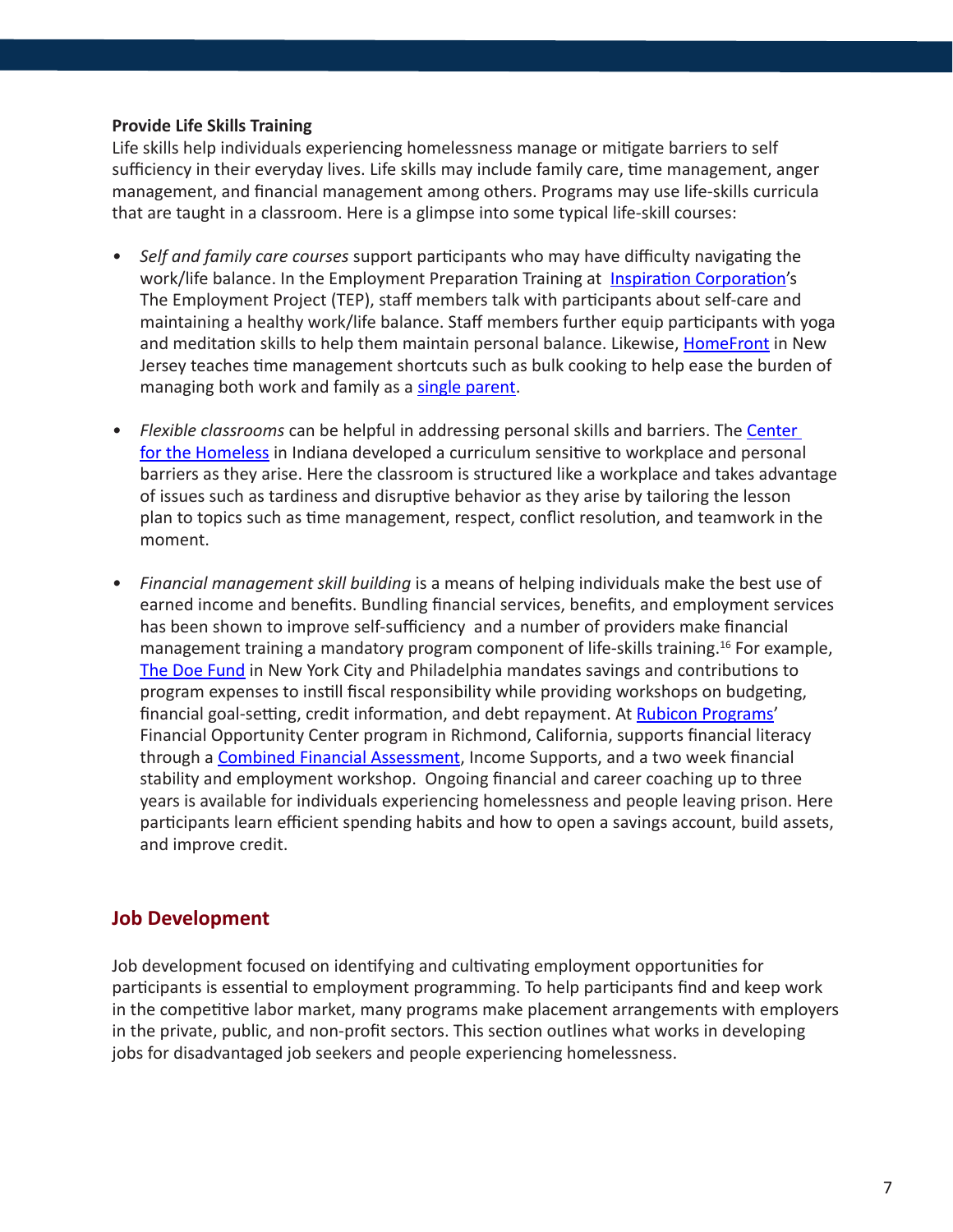**Provide Life Skills Training**

Life skills help individuals experiencing homelessness manage or mitigate barriers to self sufficiency in their everyday lives. Life skills may include family care, time management, anger management, and financial management among others. Programs may use life-skills curricula that are taught in a classroom. Here is a glimpse into some typical life-skill courses:

- *Self and family care courses* support participants who may have difficulty navigating the work/life balance. In the Employment Preparation Training at Inspiration Corporation's The Employment Project (TEP), staff members talk with participants about self-care and maintaining a healthy work/life balance. Staff members further equip participants with yoga and meditation skills to help them maintain personal balance. Likewise, HomeFront in New Jersey teaches time management shortcuts such as bulk cooking to help ease the burden of managing both work and family as a single parent.

- *Flexible classrooms* can be helpful in addressing personal skills and barriers. The Center for the Homeless in Indiana developed a curriculum sensitive to workplace and personal barriers as they arise. Here the classroom is structured like a workplace and takes advantage of issues such as tardiness and disruptive behavior as they arise by tailoring the lesson plan to topics such as time management, respect, conflict resolution, and teamwork in the moment.

- *Financial management skill building* is a means of helping individuals make the best use of earned income and benefits. Bundling financial services, benefits, and employment services has been shown to improve self-sufficiency and a number of providers make financial management training a mandatory program component of life-skills training.[16] For example, The Doe Fund in New York City and Philadelphia mandates savings and contributions to program expenses to instill fiscal responsibility while providing workshops on budgeting, financial goal-setting, credit information, and debt repayment. At Rubicon Programs' Financial Opportunity Center program in Richmond, California, supports financial literacy through a Combined Financial Assessment, Income Supports, and a two week financial stability and employment workshop. Ongoing financial and career coaching up to three years is available for individuals experiencing homelessness and people leaving prison. Here participants learn efficient spending habits and how to open a savings account, build assets, and improve credit.

## Job Development

Job development focused on identifying and cultivating employment opportunities for participants is essential to employment programming. To help participants find and keep work in the competitive labor market, many programs make placement arrangements with employers in the private, public, and non-profit sectors. This section outlines what works in developing jobs for disadvantaged job seekers and people experiencing homelessness.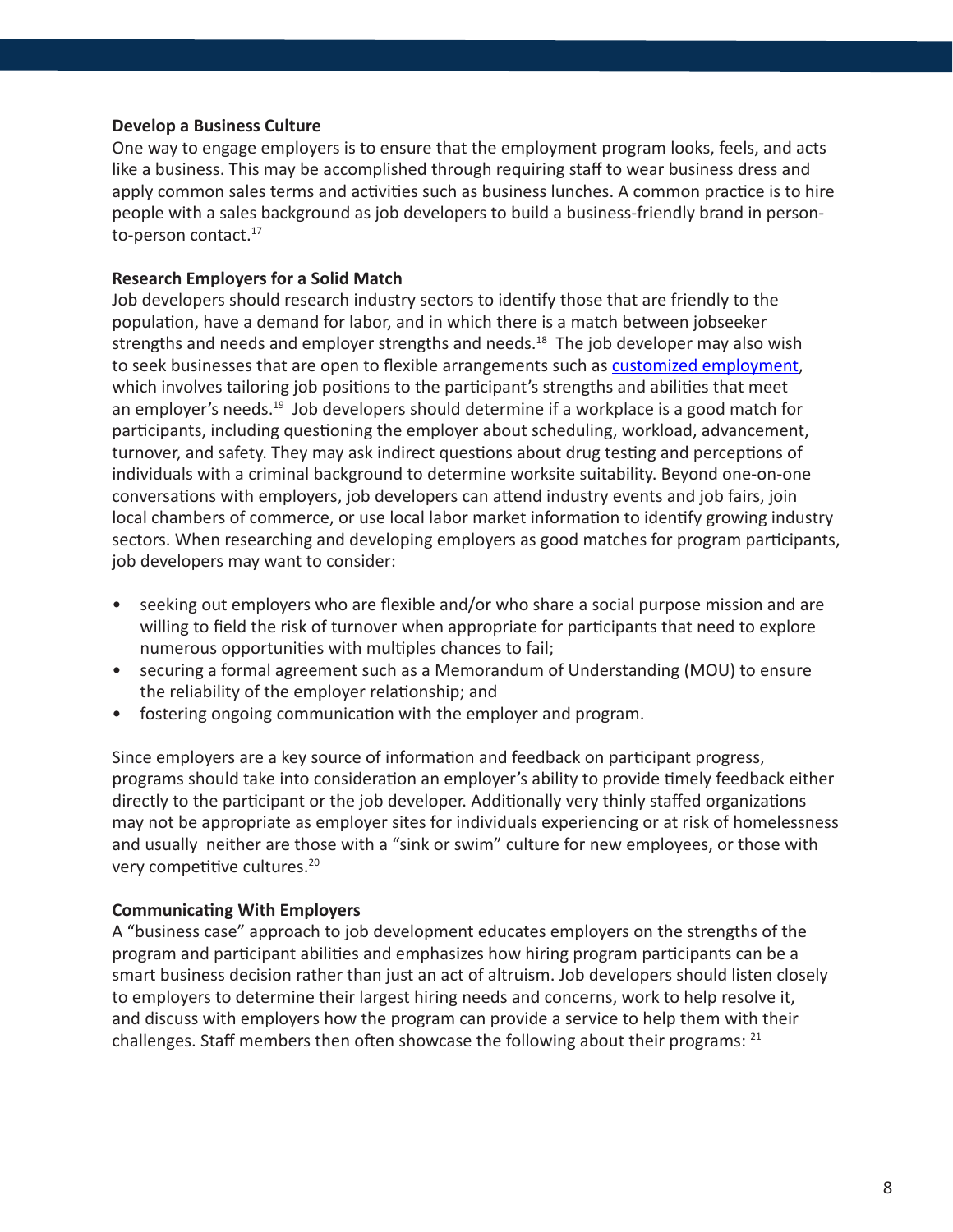**Develop a Business Culture**

One way to engage employers is to ensure that the employment program looks, feels, and acts like a business. This may be accomplished through requiring staff to wear business dress and apply common sales terms and activities such as business lunches. A common practice is to hire people with a sales background as job developers to build a business-friendly brand in person-to-person contact.[17]

**Research Employers for a Solid Match**

Job developers should research industry sectors to identify those that are friendly to the population, have a demand for labor, and in which there is a match between jobseeker strengths and needs and employer strengths and needs.[18] The job developer may also wish to seek businesses that are open to flexible arrangements such as [customized employment](), which involves tailoring job positions to the participant's strengths and abilities that meet an employer's needs.[19] Job developers should determine if a workplace is a good match for participants, including questioning the employer about scheduling, workload, advancement, turnover, and safety. They may ask indirect questions about drug testing and perceptions of individuals with a criminal background to determine worksite suitability. Beyond one-on-one conversations with employers, job developers can attend industry events and job fairs, join local chambers of commerce, or use local labor market information to identify growing industry sectors. When researching and developing employers as good matches for program participants, job developers may want to consider:

- seeking out employers who are flexible and/or who share a social purpose mission and are willing to field the risk of turnover when appropriate for participants that need to explore numerous opportunities with multiples chances to fail;
- securing a formal agreement such as a Memorandum of Understanding (MOU) to ensure the reliability of the employer relationship; and
- fostering ongoing communication with the employer and program.

Since employers are a key source of information and feedback on participant progress, programs should take into consideration an employer's ability to provide timely feedback either directly to the participant or the job developer. Additionally very thinly staffed organizations may not be appropriate as employer sites for individuals experiencing or at risk of homelessness and usually neither are those with a "sink or swim" culture for new employees, or those with very competitive cultures.[20]

**Communicating With Employers**

A "business case" approach to job development educates employers on the strengths of the program and participant abilities and emphasizes how hiring program participants can be a smart business decision rather than just an act of altruism. Job developers should listen closely to employers to determine their largest hiring needs and concerns, work to help resolve it, and discuss with employers how the program can provide a service to help them with their challenges. Staff members then often showcase the following about their programs: [21]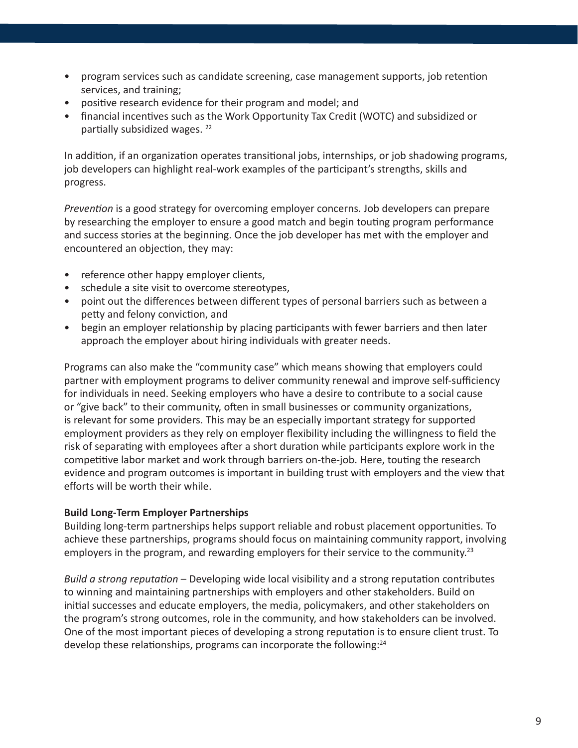- program services such as candidate screening, case management supports, job retention services, and training;
- positive research evidence for their program and model; and
- financial incentives such as the Work Opportunity Tax Credit (WOTC) and subsidized or partially subsidized wages. [22]

In addition, if an organization operates transitional jobs, internships, or job shadowing programs, job developers can highlight real-work examples of the participant's strengths, skills and progress.

*Prevention* is a good strategy for overcoming employer concerns. Job developers can prepare by researching the employer to ensure a good match and begin touting program performance and success stories at the beginning. Once the job developer has met with the employer and encountered an objection, they may:

- reference other happy employer clients,
- schedule a site visit to overcome stereotypes,
- point out the differences between different types of personal barriers such as between a petty and felony conviction, and
- begin an employer relationship by placing participants with fewer barriers and then later approach the employer about hiring individuals with greater needs.

Programs can also make the "community case" which means showing that employers could partner with employment programs to deliver community renewal and improve self-sufficiency for individuals in need. Seeking employers who have a desire to contribute to a social cause or "give back" to their community, often in small businesses or community organizations, is relevant for some providers. This may be an especially important strategy for supported employment providers as they rely on employer flexibility including the willingness to field the risk of separating with employees after a short duration while participants explore work in the competitive labor market and work through barriers on-the-job. Here, touting the research evidence and program outcomes is important in building trust with employers and the view that efforts will be worth their while.

**Build Long-Term Employer Partnerships**

Building long-term partnerships helps support reliable and robust placement opportunities. To achieve these partnerships, programs should focus on maintaining community rapport, involving employers in the program, and rewarding employers for their service to the community.[23]

*Build a strong reputation* – Developing wide local visibility and a strong reputation contributes to winning and maintaining partnerships with employers and other stakeholders. Build on initial successes and educate employers, the media, policymakers, and other stakeholders on the program's strong outcomes, role in the community, and how stakeholders can be involved. One of the most important pieces of developing a strong reputation is to ensure client trust. To develop these relationships, programs can incorporate the following:[24]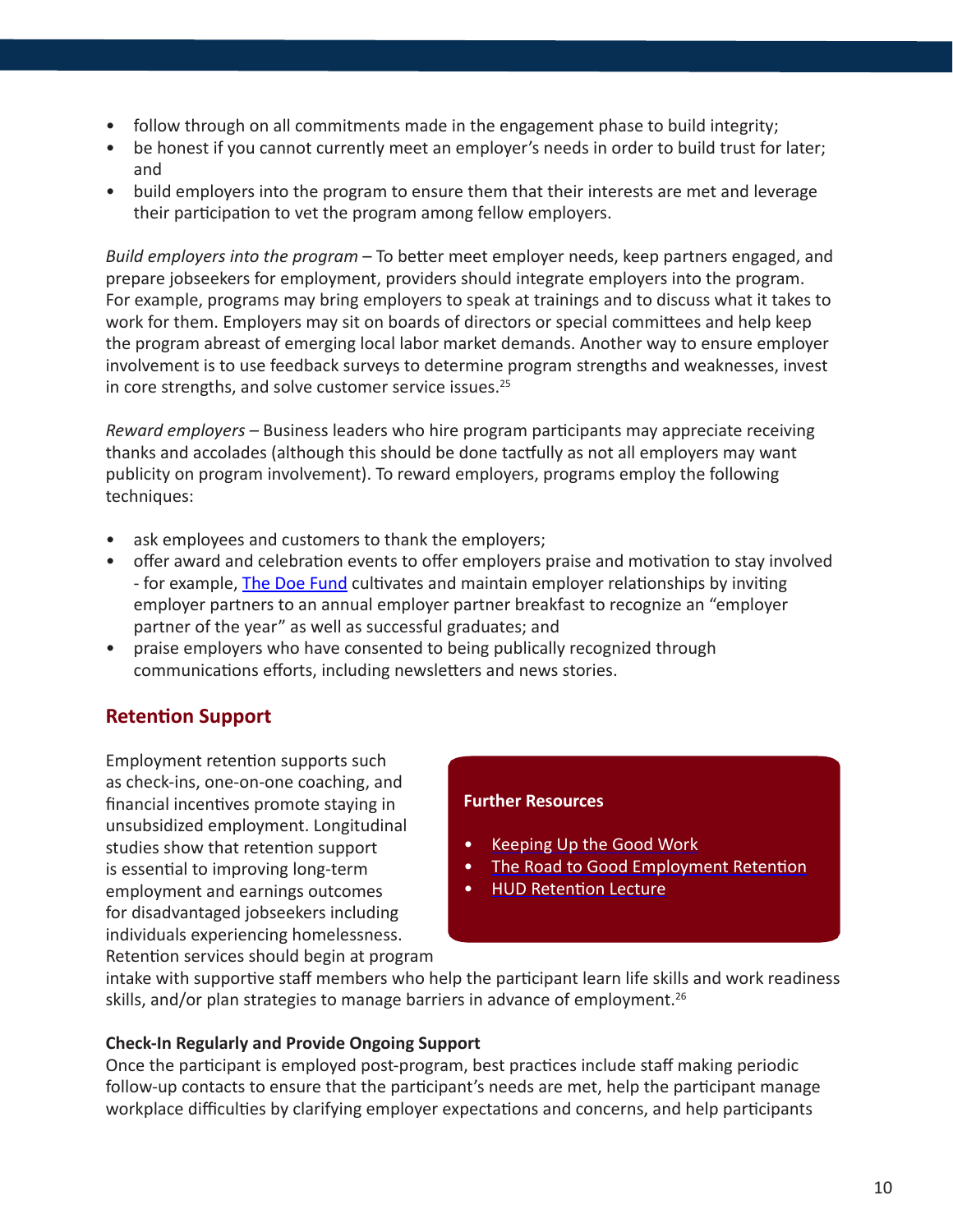- follow through on all commitments made in the engagement phase to build integrity;
- be honest if you cannot currently meet an employer's needs in order to build trust for later; and
- build employers into the program to ensure them that their interests are met and leverage their participation to vet the program among fellow employers.

*Build employers into the program* – To better meet employer needs, keep partners engaged, and prepare jobseekers for employment, providers should integrate employers into the program. For example, programs may bring employers to speak at trainings and to discuss what it takes to work for them. Employers may sit on boards of directors or special committees and help keep the program abreast of emerging local labor market demands. Another way to ensure employer involvement is to use feedback surveys to determine program strengths and weaknesses, invest in core strengths, and solve customer service issues.[25]

*Reward employers* – Business leaders who hire program participants may appreciate receiving thanks and accolades (although this should be done tactfully as not all employers may want publicity on program involvement). To reward employers, programs employ the following techniques:

- ask employees and customers to thank the employers;
- offer award and celebration events to offer employers praise and motivation to stay involved - for example, The Doe Fund cultivates and maintain employer relationships by inviting employer partners to an annual employer partner breakfast to recognize an "employer partner of the year" as well as successful graduates; and
- praise employers who have consented to being publically recognized through communications efforts, including newsletters and news stories.

## Retention Support

Employment retention supports such as check-ins, one-on-one coaching, and financial incentives promote staying in unsubsidized employment. Longitudinal studies show that retention support is essential to improving long-term employment and earnings outcomes for disadvantaged jobseekers including individuals experiencing homelessness. Retention services should begin at program intake with supportive staff members who help the participant learn life skills and work readiness skills, and/or plan strategies to manage barriers in advance of employment.[26]

**Further Resources**

- Keeping Up the Good Work
- The Road to Good Employment Retention
- HUD Retention Lecture

**Check-In Regularly and Provide Ongoing Support**

Once the participant is employed post-program, best practices include staff making periodic follow-up contacts to ensure that the participant's needs are met, help the participant manage workplace difficulties by clarifying employer expectations and concerns, and help participants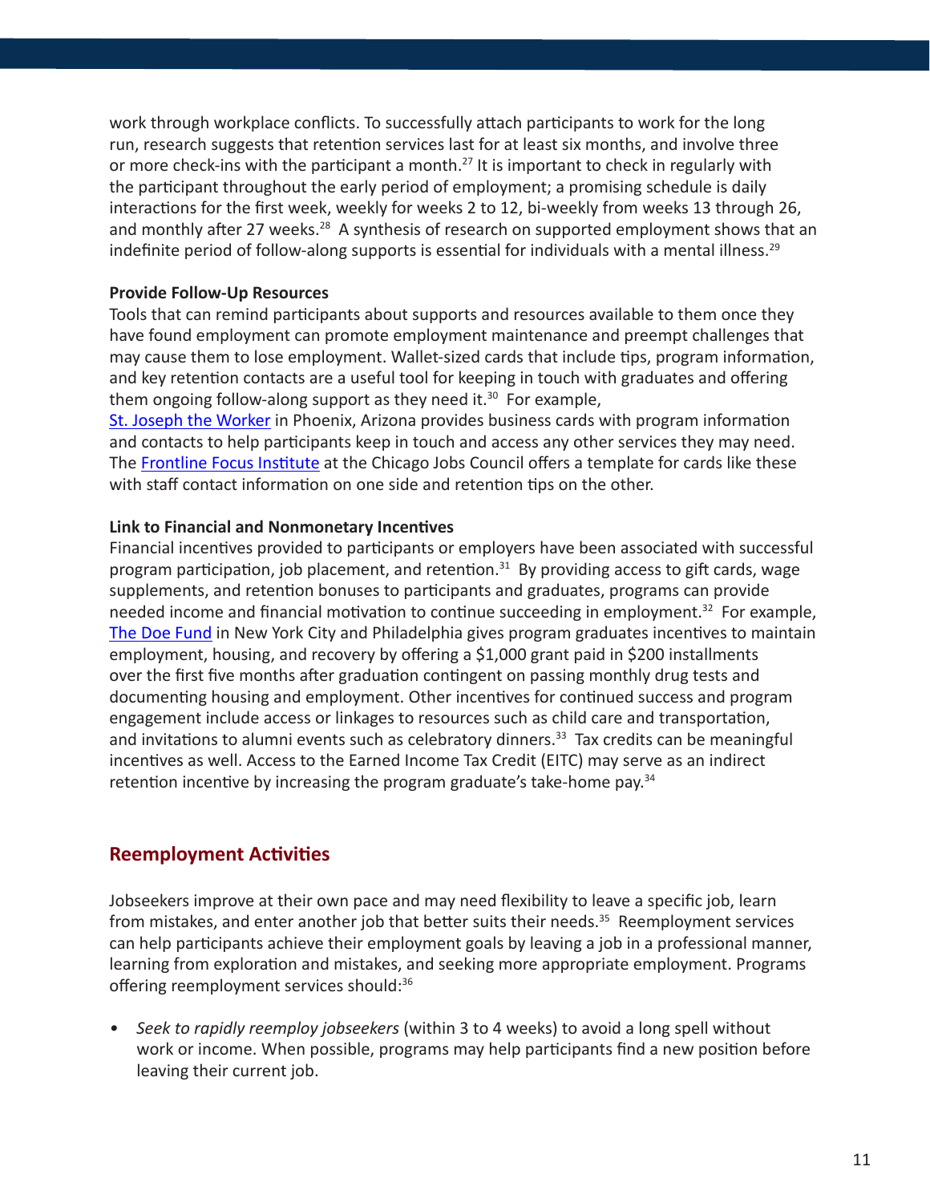work through workplace conflicts. To successfully attach participants to work for the long run, research suggests that retention services last for at least six months, and involve three or more check-ins with the participant a month.[27] It is important to check in regularly with the participant throughout the early period of employment; a promising schedule is daily interactions for the first week, weekly for weeks 2 to 12, bi-weekly from weeks 13 through 26, and monthly after 27 weeks.[28] A synthesis of research on supported employment shows that an indefinite period of follow-along supports is essential for individuals with a mental illness.[29]

**Provide Follow-Up Resources**

Tools that can remind participants about supports and resources available to them once they have found employment can promote employment maintenance and preempt challenges that may cause them to lose employment. Wallet-sized cards that include tips, program information, and key retention contacts are a useful tool for keeping in touch with graduates and offering them ongoing follow-along support as they need it.[30] For example, St. Joseph the Worker in Phoenix, Arizona provides business cards with program information and contacts to help participants keep in touch and access any other services they may need. The Frontline Focus Institute at the Chicago Jobs Council offers a template for cards like these with staff contact information on one side and retention tips on the other.

**Link to Financial and Nonmonetary Incentives**

Financial incentives provided to participants or employers have been associated with successful program participation, job placement, and retention.[31] By providing access to gift cards, wage supplements, and retention bonuses to participants and graduates, programs can provide needed income and financial motivation to continue succeeding in employment.[32] For example, The Doe Fund in New York City and Philadelphia gives program graduates incentives to maintain employment, housing, and recovery by offering a $1,000 grant paid in $200 installments over the first five months after graduation contingent on passing monthly drug tests and documenting housing and employment. Other incentives for continued success and program engagement include access or linkages to resources such as child care and transportation, and invitations to alumni events such as celebratory dinners.[33] Tax credits can be meaningful incentives as well. Access to the Earned Income Tax Credit (EITC) may serve as an indirect retention incentive by increasing the program graduate's take-home pay.[34]

## Reemployment Activities

Jobseekers improve at their own pace and may need flexibility to leave a specific job, learn from mistakes, and enter another job that better suits their needs.[35] Reemployment services can help participants achieve their employment goals by leaving a job in a professional manner, learning from exploration and mistakes, and seeking more appropriate employment. Programs offering reemployment services should:[36]

- *Seek to rapidly reemploy jobseekers* (within 3 to 4 weeks) to avoid a long spell without work or income. When possible, programs may help participants find a new position before leaving their current job.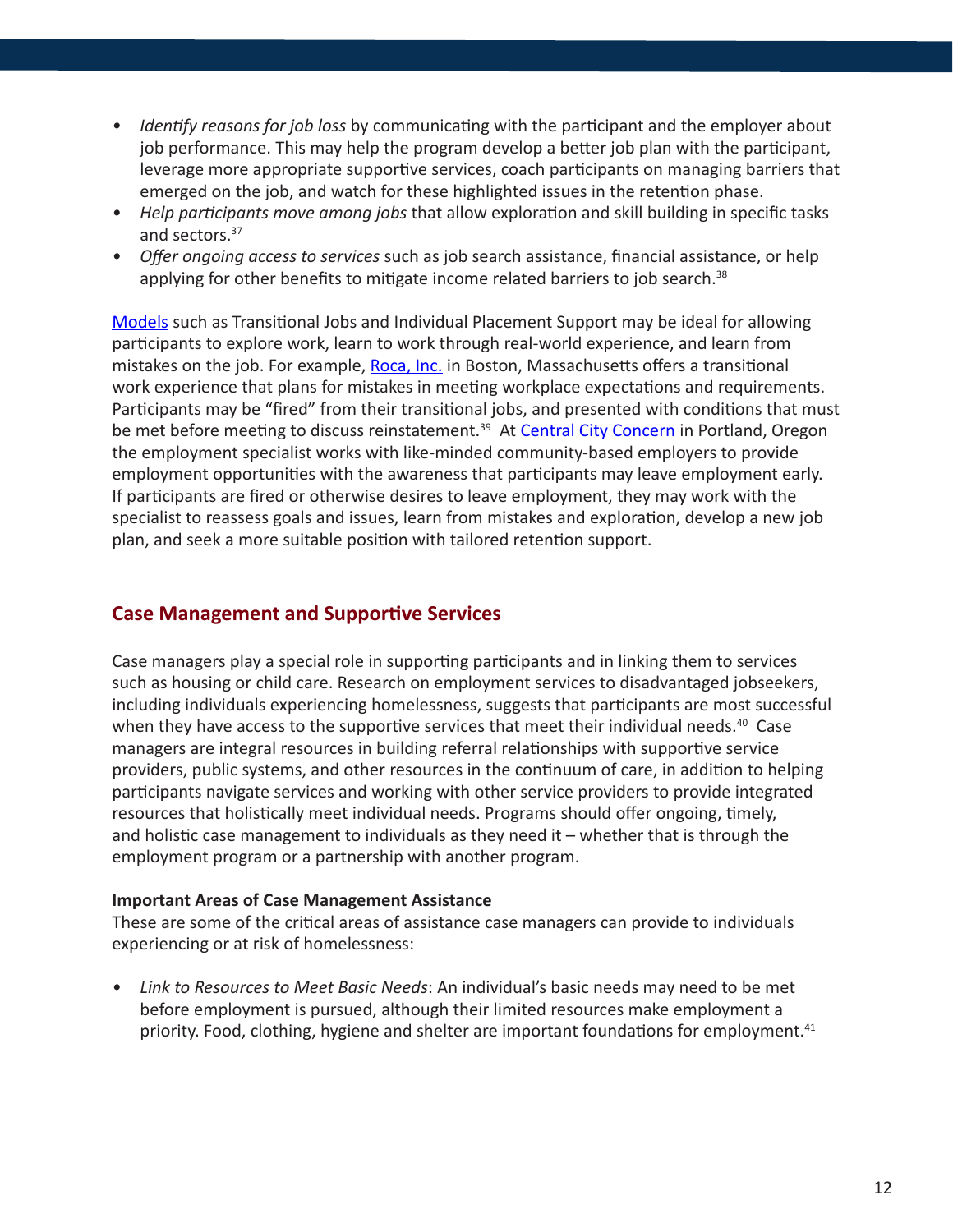- *Identify reasons for job loss* by communicating with the participant and the employer about job performance. This may help the program develop a better job plan with the participant, leverage more appropriate supportive services, coach participants on managing barriers that emerged on the job, and watch for these highlighted issues in the retention phase.
- *Help participants move among jobs* that allow exploration and skill building in specific tasks and sectors.[37]
- *Offer ongoing access to services* such as job search assistance, financial assistance, or help applying for other benefits to mitigate income related barriers to job search.[38]

Models such as Transitional Jobs and Individual Placement Support may be ideal for allowing participants to explore work, learn to work through real-world experience, and learn from mistakes on the job. For example, Roca, Inc. in Boston, Massachusetts offers a transitional work experience that plans for mistakes in meeting workplace expectations and requirements. Participants may be "fired" from their transitional jobs, and presented with conditions that must be met before meeting to discuss reinstatement.[39] At Central City Concern in Portland, Oregon the employment specialist works with like-minded community-based employers to provide employment opportunities with the awareness that participants may leave employment early. If participants are fired or otherwise desires to leave employment, they may work with the specialist to reassess goals and issues, learn from mistakes and exploration, develop a new job plan, and seek a more suitable position with tailored retention support.

## Case Management and Supportive Services

Case managers play a special role in supporting participants and in linking them to services such as housing or child care. Research on employment services to disadvantaged jobseekers, including individuals experiencing homelessness, suggests that participants are most successful when they have access to the supportive services that meet their individual needs.[40] Case managers are integral resources in building referral relationships with supportive service providers, public systems, and other resources in the continuum of care, in addition to helping participants navigate services and working with other service providers to provide integrated resources that holistically meet individual needs. Programs should offer ongoing, timely, and holistic case management to individuals as they need it – whether that is through the employment program or a partnership with another program.

**Important Areas of Case Management Assistance**
These are some of the critical areas of assistance case managers can provide to individuals experiencing or at risk of homelessness:

- *Link to Resources to Meet Basic Needs*: An individual's basic needs may need to be met before employment is pursued, although their limited resources make employment a priority. Food, clothing, hygiene and shelter are important foundations for employment.[41]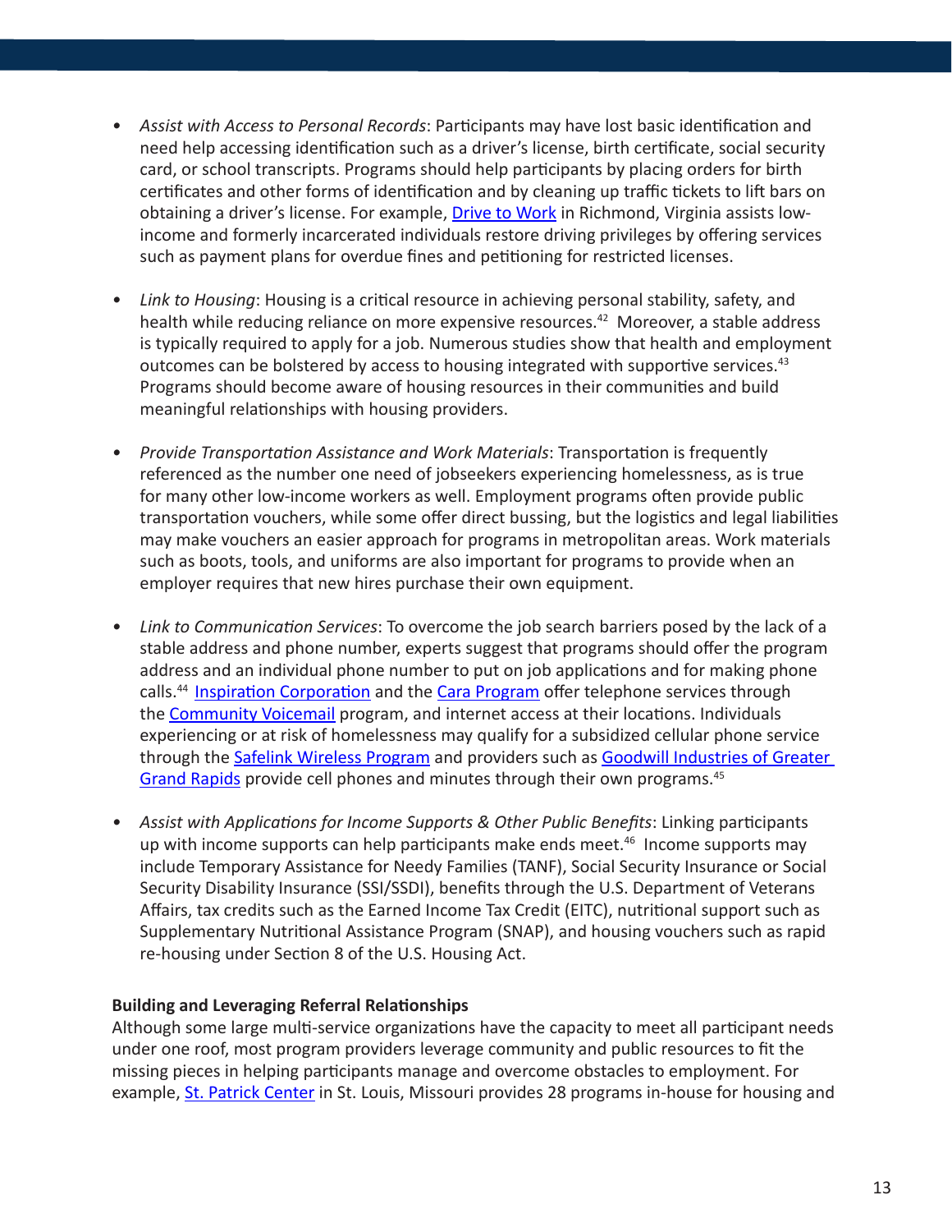- *Assist with Access to Personal Records*: Participants may have lost basic identification and need help accessing identification such as a driver's license, birth certificate, social security card, or school transcripts. Programs should help participants by placing orders for birth certificates and other forms of identification and by cleaning up traffic tickets to lift bars on obtaining a driver's license. For example, Drive to Work in Richmond, Virginia assists low-income and formerly incarcerated individuals restore driving privileges by offering services such as payment plans for overdue fines and petitioning for restricted licenses.

- *Link to Housing*: Housing is a critical resource in achieving personal stability, safety, and health while reducing reliance on more expensive resources.[42] Moreover, a stable address is typically required to apply for a job. Numerous studies show that health and employment outcomes can be bolstered by access to housing integrated with supportive services.[43] Programs should become aware of housing resources in their communities and build meaningful relationships with housing providers.

- *Provide Transportation Assistance and Work Materials*: Transportation is frequently referenced as the number one need of jobseekers experiencing homelessness, as is true for many other low-income workers as well. Employment programs often provide public transportation vouchers, while some offer direct bussing, but the logistics and legal liabilities may make vouchers an easier approach for programs in metropolitan areas. Work materials such as boots, tools, and uniforms are also important for programs to provide when an employer requires that new hires purchase their own equipment.

- *Link to Communication Services*: To overcome the job search barriers posed by the lack of a stable address and phone number, experts suggest that programs should offer the program address and an individual phone number to put on job applications and for making phone calls.[44] Inspiration Corporation and the Cara Program offer telephone services through the Community Voicemail program, and internet access at their locations. Individuals experiencing or at risk of homelessness may qualify for a subsidized cellular phone service through the Safelink Wireless Program and providers such as Goodwill Industries of Greater Grand Rapids provide cell phones and minutes through their own programs.[45]

- *Assist with Applications for Income Supports & Other Public Benefits*: Linking participants up with income supports can help participants make ends meet.[46] Income supports may include Temporary Assistance for Needy Families (TANF), Social Security Insurance or Social Security Disability Insurance (SSI/SSDI), benefits through the U.S. Department of Veterans Affairs, tax credits such as the Earned Income Tax Credit (EITC), nutritional support such as Supplementary Nutritional Assistance Program (SNAP), and housing vouchers such as rapid re-housing under Section 8 of the U.S. Housing Act.

**Building and Leveraging Referral Relationships**

Although some large multi-service organizations have the capacity to meet all participant needs under one roof, most program providers leverage community and public resources to fit the missing pieces in helping participants manage and overcome obstacles to employment. For example, St. Patrick Center in St. Louis, Missouri provides 28 programs in-house for housing and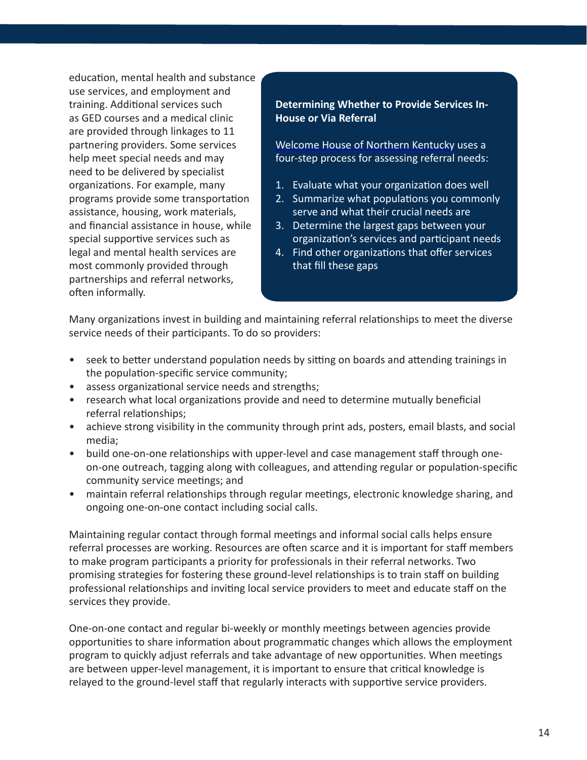education, mental health and substance use services, and employment and training. Additional services such as GED courses and a medical clinic are provided through linkages to 11 partnering providers. Some services help meet special needs and may need to be delivered by specialist organizations. For example, many programs provide some transportation assistance, housing, work materials, and financial assistance in house, while special supportive services such as legal and mental health services are most commonly provided through partnerships and referral networks, often informally.

**Determining Whether to Provide Services In-House or Via Referral**

Welcome House of Northern Kentucky uses a four-step process for assessing referral needs:

1. Evaluate what your organization does well
2. Summarize what populations you commonly serve and what their crucial needs are
3. Determine the largest gaps between your organization's services and participant needs
4. Find other organizations that offer services that fill these gaps

Many organizations invest in building and maintaining referral relationships to meet the diverse service needs of their participants. To do so providers:

- seek to better understand population needs by sitting on boards and attending trainings in the population-specific service community;
- assess organizational service needs and strengths;
- research what local organizations provide and need to determine mutually beneficial referral relationships;
- achieve strong visibility in the community through print ads, posters, email blasts, and social media;
- build one-on-one relationships with upper-level and case management staff through one-on-one outreach, tagging along with colleagues, and attending regular or population-specific community service meetings; and
- maintain referral relationships through regular meetings, electronic knowledge sharing, and ongoing one-on-one contact including social calls.

Maintaining regular contact through formal meetings and informal social calls helps ensure referral processes are working. Resources are often scarce and it is important for staff members to make program participants a priority for professionals in their referral networks. Two promising strategies for fostering these ground-level relationships is to train staff on building professional relationships and inviting local service providers to meet and educate staff on the services they provide.

One-on-one contact and regular bi-weekly or monthly meetings between agencies provide opportunities to share information about programmatic changes which allows the employment program to quickly adjust referrals and take advantage of new opportunities. When meetings are between upper-level management, it is important to ensure that critical knowledge is relayed to the ground-level staff that regularly interacts with supportive service providers.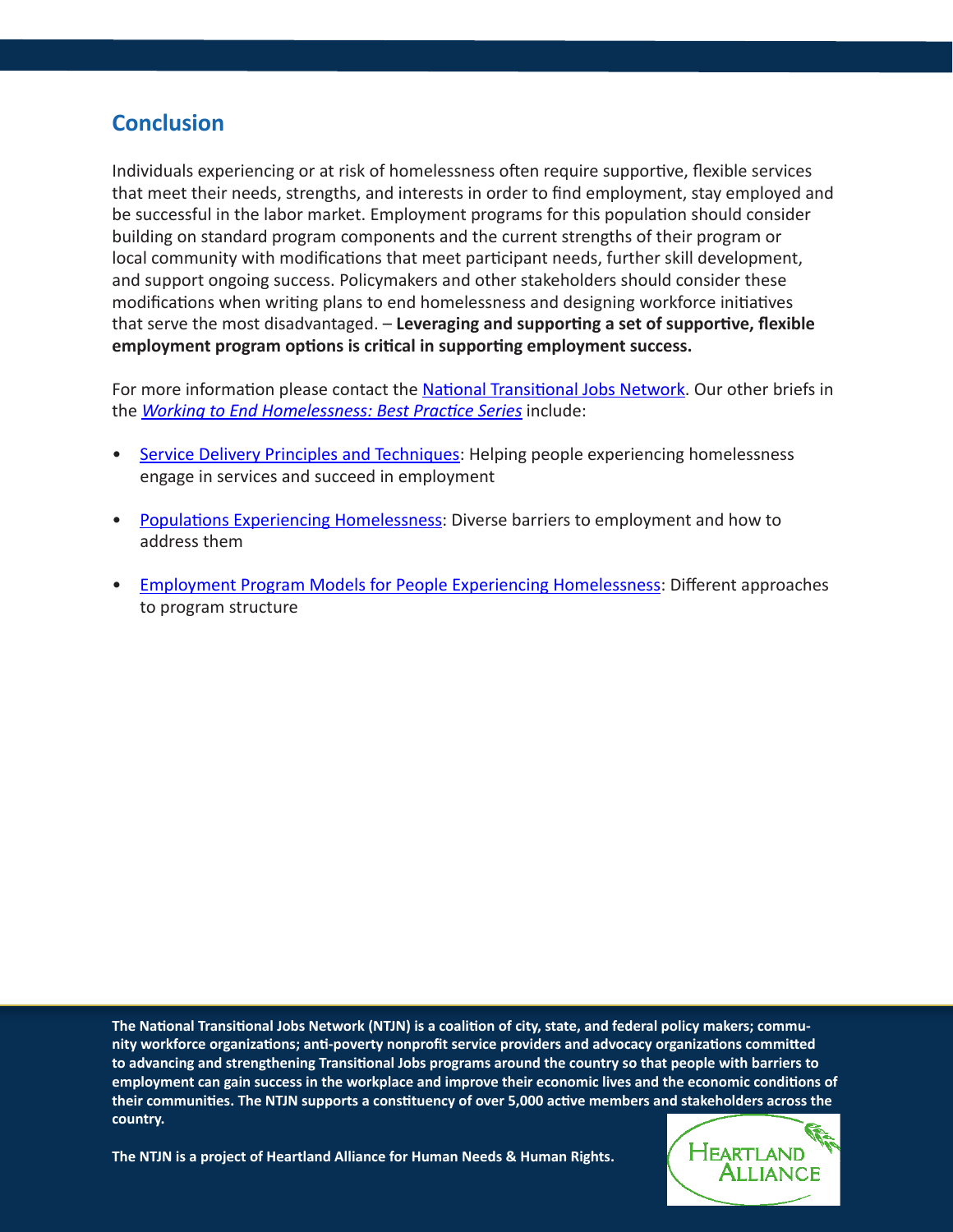## Conclusion

Individuals experiencing or at risk of homelessness often require supportive, flexible services that meet their needs, strengths, and interests in order to find employment, stay employed and be successful in the labor market. Employment programs for this population should consider building on standard program components and the current strengths of their program or local community with modifications that meet participant needs, further skill development, and support ongoing success. Policymakers and other stakeholders should consider these modifications when writing plans to end homelessness and designing workforce initiatives that serve the most disadvantaged. – **Leveraging and supporting a set of supportive, flexible employment program options is critical in supporting employment success.**

For more information please contact the National Transitional Jobs Network. Our other briefs in the *Working to End Homelessness: Best Practice Series* include:

- Service Delivery Principles and Techniques: Helping people experiencing homelessness engage in services and succeed in employment
- Populations Experiencing Homelessness: Diverse barriers to employment and how to address them
- Employment Program Models for People Experiencing Homelessness: Different approaches to program structure

**The National Transitional Jobs Network (NTJN) is a coalition of city, state, and federal policy makers; community workforce organizations; anti-poverty nonprofit service providers and advocacy organizations committed to advancing and strengthening Transitional Jobs programs around the country so that people with barriers to employment can gain success in the workplace and improve their economic lives and the economic conditions of their communities. The NTJN supports a constituency of over 5,000 active members and stakeholders across the country.**

**The NTJN is a project of Heartland Alliance for Human Needs & Human Rights.**

Heartland Alliance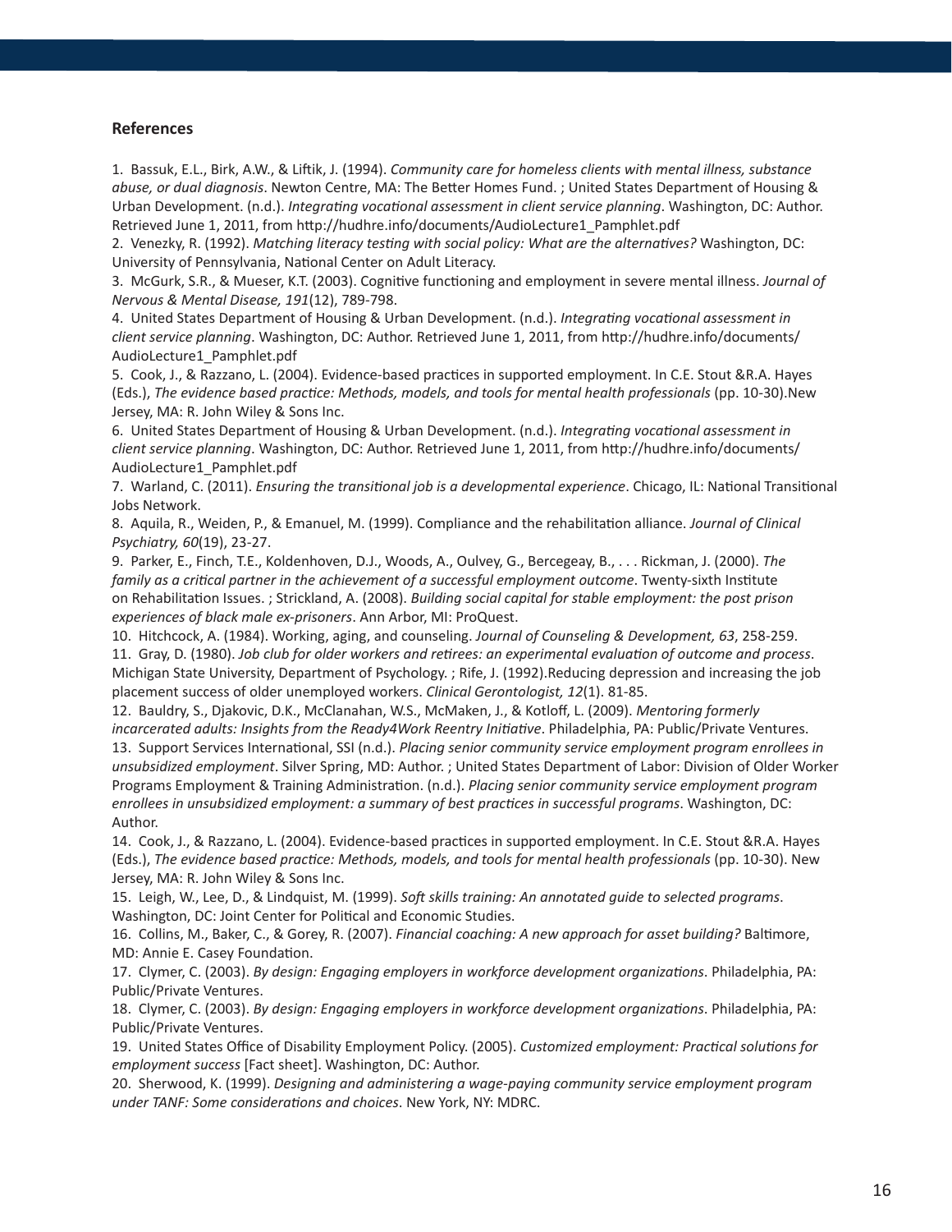## References

1. Bassuk, E.L., Birk, A.W., & Liftik, J. (1994). *Community care for homeless clients with mental illness, substance abuse, or dual diagnosis*. Newton Centre, MA: The Better Homes Fund. ; United States Department of Housing & Urban Development. (n.d.). *Integrating vocational assessment in client service planning*. Washington, DC: Author. Retrieved June 1, 2011, from http://hudhre.info/documents/AudioLecture1_Pamphlet.pdf
2. Venezky, R. (1992). *Matching literacy testing with social policy: What are the alternatives?* Washington, DC: University of Pennsylvania, National Center on Adult Literacy.
3. McGurk, S.R., & Mueser, K.T. (2003). Cognitive functioning and employment in severe mental illness. *Journal of Nervous & Mental Disease, 191*(12), 789-798.
4. United States Department of Housing & Urban Development. (n.d.). *Integrating vocational assessment in client service planning*. Washington, DC: Author. Retrieved June 1, 2011, from http://hudhre.info/documents/AudioLecture1_Pamphlet.pdf
5. Cook, J., & Razzano, L. (2004). Evidence-based practices in supported employment. In C.E. Stout &R.A. Hayes (Eds.), *The evidence based practice: Methods, models, and tools for mental health professionals* (pp. 10-30).New Jersey, MA: R. John Wiley & Sons Inc.
6. United States Department of Housing & Urban Development. (n.d.). *Integrating vocational assessment in client service planning*. Washington, DC: Author. Retrieved June 1, 2011, from http://hudhre.info/documents/AudioLecture1_Pamphlet.pdf
7. Warland, C. (2011). *Ensuring the transitional job is a developmental experience*. Chicago, IL: National Transitional Jobs Network.
8. Aquila, R., Weiden, P., & Emanuel, M. (1999). Compliance and the rehabilitation alliance. *Journal of Clinical Psychiatry, 60*(19), 23-27.
9. Parker, E., Finch, T.E., Koldenhoven, D.J., Woods, A., Oulvey, G., Bercegeay, B., . . . Rickman, J. (2000). *The family as a critical partner in the achievement of a successful employment outcome*. Twenty-sixth Institute on Rehabilitation Issues. ; Strickland, A. (2008). *Building social capital for stable employment: the post prison experiences of black male ex-prisoners*. Ann Arbor, MI: ProQuest.
10. Hitchcock, A. (1984). Working, aging, and counseling. *Journal of Counseling & Development, 63*, 258-259.
11. Gray, D. (1980). *Job club for older workers and retirees: an experimental evaluation of outcome and process*. Michigan State University, Department of Psychology. ; Rife, J. (1992).Reducing depression and increasing the job placement success of older unemployed workers. *Clinical Gerontologist, 12*(1). 81-85.
12. Bauldry, S., Djakovic, D.K., McClanahan, W.S., McMaken, J., & Kotloff, L. (2009). *Mentoring formerly incarcerated adults: Insights from the Ready4Work Reentry Initiative*. Philadelphia, PA: Public/Private Ventures.
13. Support Services International, SSI (n.d.). *Placing senior community service employment program enrollees in unsubsidized employment*. Silver Spring, MD: Author. ; United States Department of Labor: Division of Older Worker Programs Employment & Training Administration. (n.d.). *Placing senior community service employment program enrollees in unsubsidized employment: a summary of best practices in successful programs*. Washington, DC: Author.
14. Cook, J., & Razzano, L. (2004). Evidence-based practices in supported employment. In C.E. Stout &R.A. Hayes (Eds.), *The evidence based practice: Methods, models, and tools for mental health professionals* (pp. 10-30). New Jersey, MA: R. John Wiley & Sons Inc.
15. Leigh, W., Lee, D., & Lindquist, M. (1999). *Soft skills training: An annotated guide to selected programs*. Washington, DC: Joint Center for Political and Economic Studies.
16. Collins, M., Baker, C., & Gorey, R. (2007). *Financial coaching: A new approach for asset building?* Baltimore, MD: Annie E. Casey Foundation.
17. Clymer, C. (2003). *By design: Engaging employers in workforce development organizations*. Philadelphia, PA: Public/Private Ventures.
18. Clymer, C. (2003). *By design: Engaging employers in workforce development organizations*. Philadelphia, PA: Public/Private Ventures.
19. United States Office of Disability Employment Policy. (2005). *Customized employment: Practical solutions for employment success* [Fact sheet]. Washington, DC: Author.
20. Sherwood, K. (1999). *Designing and administering a wage-paying community service employment program under TANF: Some considerations and choices*. New York, NY: MDRC.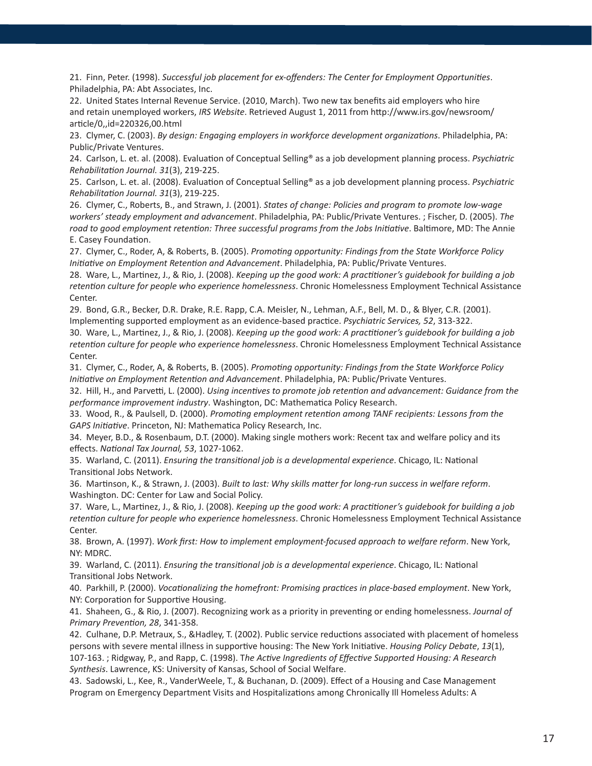21. Finn, Peter. (1998). *Successful job placement for ex-offenders: The Center for Employment Opportunities*. Philadelphia, PA: Abt Associates, Inc.

22. United States Internal Revenue Service. (2010, March). Two new tax benefits aid employers who hire and retain unemployed workers, *IRS Website*. Retrieved August 1, 2011 from http://www.irs.gov/newsroom/article/0,,id=220326,00.html

23. Clymer, C. (2003). *By design: Engaging employers in workforce development organizations*. Philadelphia, PA: Public/Private Ventures.

24. Carlson, L. et. al. (2008). Evaluation of Conceptual Selling® as a job development planning process. *Psychiatric Rehabilitation Journal. 31*(3), 219-225.

25. Carlson, L. et. al. (2008). Evaluation of Conceptual Selling® as a job development planning process. *Psychiatric Rehabilitation Journal. 31*(3), 219-225.

26. Clymer, C., Roberts, B., and Strawn, J. (2001). *States of change: Policies and program to promote low-wage workers' steady employment and advancement*. Philadelphia, PA: Public/Private Ventures. ; Fischer, D. (2005). *The road to good employment retention: Three successful programs from the Jobs Initiative*. Baltimore, MD: The Annie E. Casey Foundation.

27. Clymer, C., Roder, A, & Roberts, B. (2005). *Promoting opportunity: Findings from the State Workforce Policy Initiative on Employment Retention and Advancement*. Philadelphia, PA: Public/Private Ventures.

28. Ware, L., Martinez, J., & Rio, J. (2008). *Keeping up the good work: A practitioner's guidebook for building a job retention culture for people who experience homelessness*. Chronic Homelessness Employment Technical Assistance Center.

29. Bond, G.R., Becker, D.R. Drake, R.E. Rapp, C.A. Meisler, N., Lehman, A.F., Bell, M. D., & Blyer, C.R. (2001). Implementing supported employment as an evidence-based practice. *Psychiatric Services, 52*, 313-322.

30. Ware, L., Martinez, J., & Rio, J. (2008). *Keeping up the good work: A practitioner's guidebook for building a job retention culture for people who experience homelessness*. Chronic Homelessness Employment Technical Assistance Center.

31. Clymer, C., Roder, A, & Roberts, B. (2005). *Promoting opportunity: Findings from the State Workforce Policy Initiative on Employment Retention and Advancement*. Philadelphia, PA: Public/Private Ventures.

32. Hill, H., and Parvetti, L. (2000). *Using incentives to promote job retention and advancement: Guidance from the performance improvement industry*. Washington, DC: Mathematica Policy Research.

33. Wood, R., & Paulsell, D. (2000). *Promoting employment retention among TANF recipients: Lessons from the GAPS Initiative*. Princeton, NJ: Mathematica Policy Research, Inc.

34. Meyer, B.D., & Rosenbaum, D.T. (2000). Making single mothers work: Recent tax and welfare policy and its effects. *National Tax Journal, 53*, 1027-1062.

35. Warland, C. (2011). *Ensuring the transitional job is a developmental experience*. Chicago, IL: National Transitional Jobs Network.

36. Martinson, K., & Strawn, J. (2003). *Built to last: Why skills matter for long-run success in welfare reform*. Washington. DC: Center for Law and Social Policy.

37. Ware, L., Martinez, J., & Rio, J. (2008). *Keeping up the good work: A practitioner's guidebook for building a job retention culture for people who experience homelessness*. Chronic Homelessness Employment Technical Assistance Center.

38. Brown, A. (1997). *Work first: How to implement employment-focused approach to welfare reform*. New York, NY: MDRC.

39. Warland, C. (2011). *Ensuring the transitional job is a developmental experience*. Chicago, IL: National Transitional Jobs Network.

40. Parkhill, P. (2000). *Vocationalizing the homefront: Promising practices in place-based employment*. New York, NY: Corporation for Supportive Housing.

41. Shaheen, G., & Rio, J. (2007). Recognizing work as a priority in preventing or ending homelessness. *Journal of Primary Prevention, 28*, 341-358.

42. Culhane, D.P. Metraux, S., &Hadley, T. (2002). Public service reductions associated with placement of homeless persons with severe mental illness in supportive housing: The New York Initiative. *Housing Policy Debate*, *13*(1), 107-163. ; Ridgway, P., and Rapp, C. (1998). T*he Active Ingredients of Effective Supported Housing: A Research Synthesis*. Lawrence, KS: University of Kansas, School of Social Welfare.

43. Sadowski, L., Kee, R., VanderWeele, T., & Buchanan, D. (2009). Effect of a Housing and Case Management Program on Emergency Department Visits and Hospitalizations among Chronically Ill Homeless Adults: A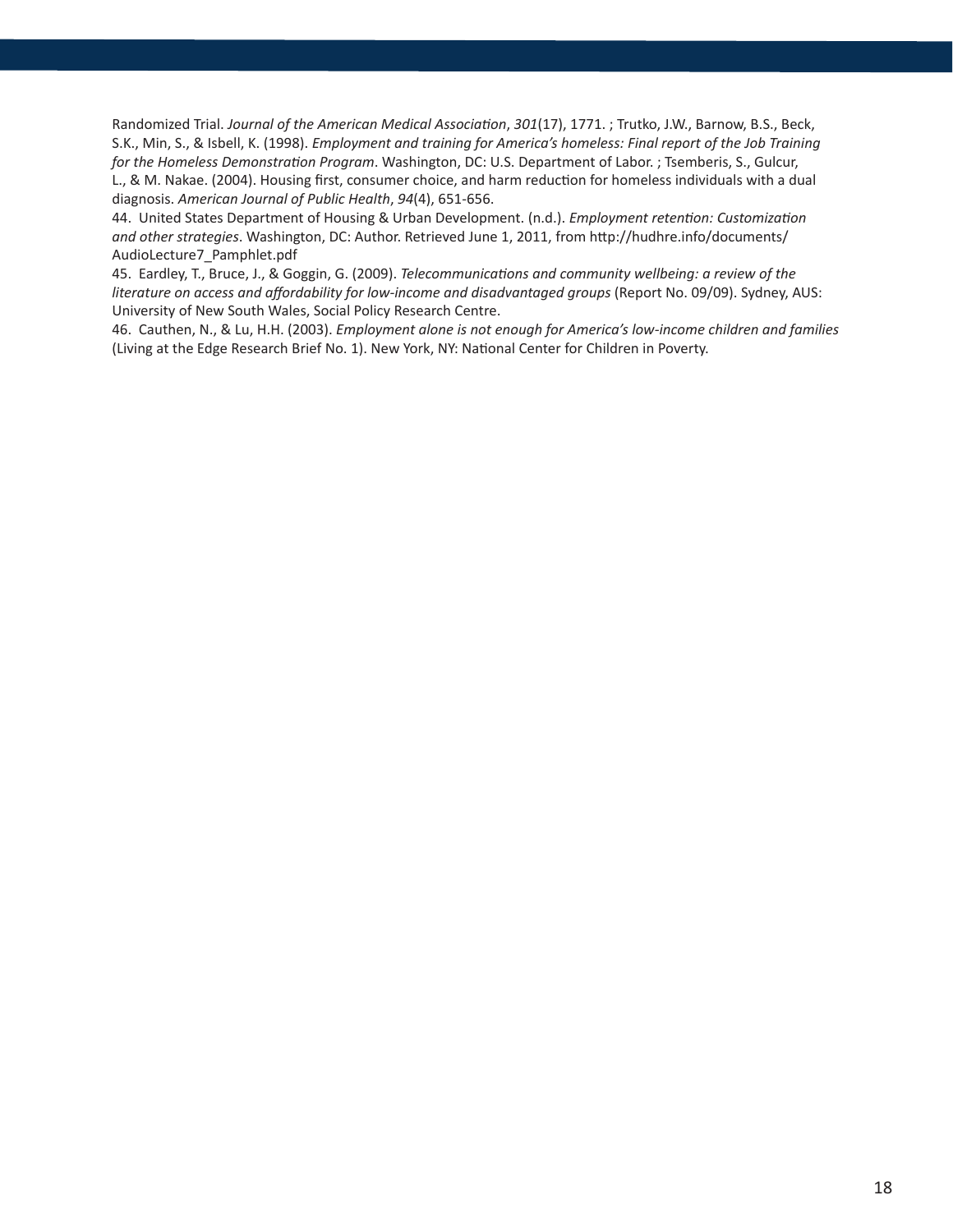Randomized Trial. *Journal of the American Medical Association*, *301*(17), 1771. ; Trutko, J.W., Barnow, B.S., Beck, S.K., Min, S., & Isbell, K. (1998). *Employment and training for America's homeless: Final report of the Job Training for the Homeless Demonstration Program*. Washington, DC: U.S. Department of Labor. ; Tsemberis, S., Gulcur, L., & M. Nakae. (2004). Housing first, consumer choice, and harm reduction for homeless individuals with a dual diagnosis. *American Journal of Public Health*, *94*(4), 651-656.

44. United States Department of Housing & Urban Development. (n.d.). *Employment retention: Customization and other strategies*. Washington, DC: Author. Retrieved June 1, 2011, from http://hudhre.info/documents/AudioLecture7_Pamphlet.pdf

45. Eardley, T., Bruce, J., & Goggin, G. (2009). *Telecommunications and community wellbeing: a review of the literature on access and affordability for low-income and disadvantaged groups* (Report No. 09/09). Sydney, AUS: University of New South Wales, Social Policy Research Centre.

46. Cauthen, N., & Lu, H.H. (2003). *Employment alone is not enough for America's low-income children and families* (Living at the Edge Research Brief No. 1). New York, NY: National Center for Children in Poverty.